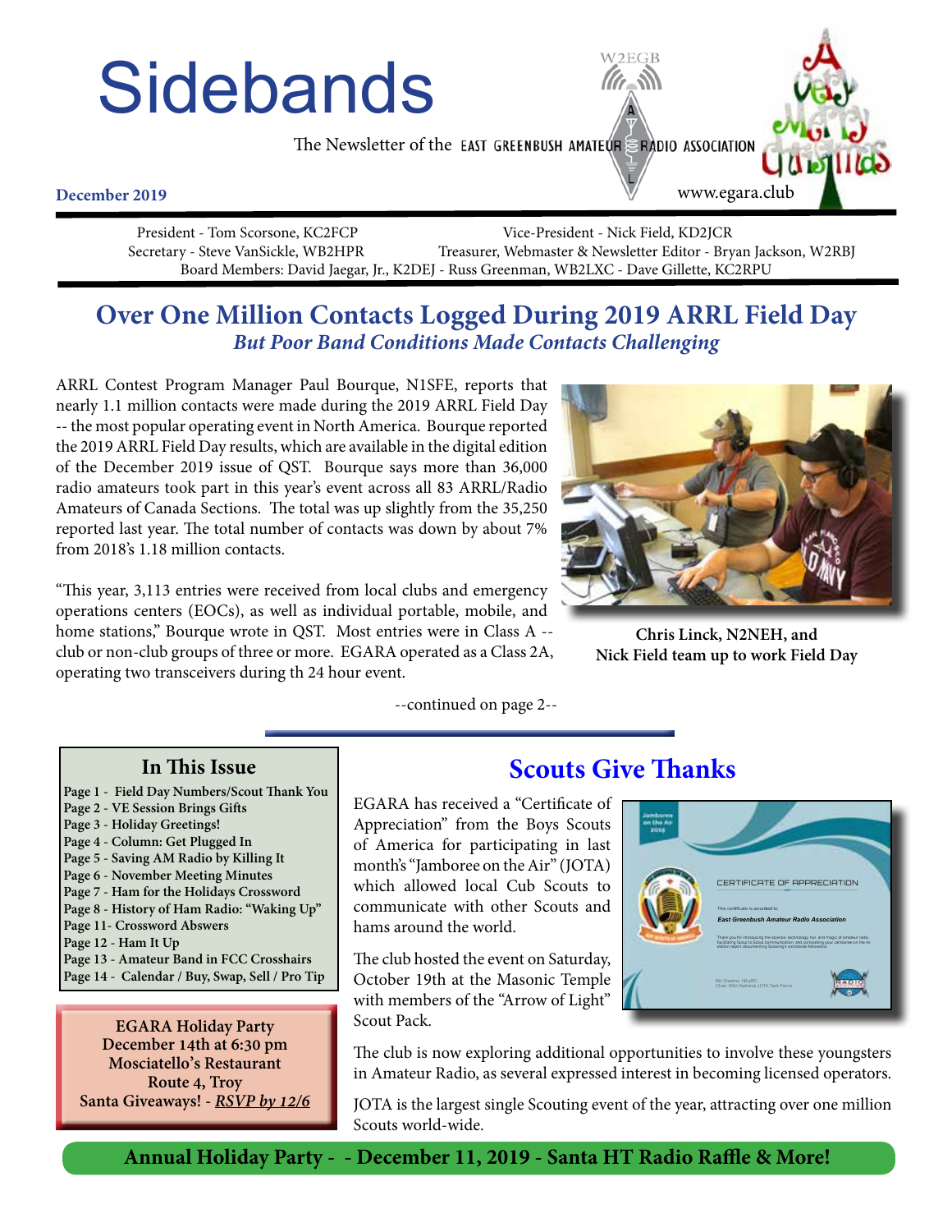# Sidebands

The Newsletter of the EAST GREENBUSH AMATEUR RADIO ASSOCIATION

**December 2019**

www.egara.club

President - Tom Scorsone, KC2FCP | Vice-President - Nick Field, KD2JCR
Secretary - Steve VanSickle, WB2HPR | Treasurer, Webmaster & Newsletter Editor - Bryan Jackson, W2RBJ
Board Members: David Jaegar, Jr., K2DEJ - Russ Greenman, WB2LXC - Dave Gillette, KC2RPU

## Over One Million Contacts Logged During 2019 ARRL Field Day

### *But Poor Band Conditions Made Contacts Challenging*

ARRL Contest Program Manager Paul Bourque, N1SFE, reports that nearly 1.1 million contacts were made during the 2019 ARRL Field Day -- the most popular operating event in North America. Bourque reported the 2019 ARRL Field Day results, which are available in the digital edition of the December 2019 issue of QST. Bourque says more than 36,000 radio amateurs took part in this year's event across all 83 ARRL/Radio Amateurs of Canada Sections. The total was up slightly from the 35,250 reported last year. The total number of contacts was down by about 7% from 2018's 1.18 million contacts.

"This year, 3,113 entries were received from local clubs and emergency operations centers (EOCs), as well as individual portable, mobile, and home stations," Bourque wrote in QST. Most entries were in Class A -- club or non-club groups of three or more. EGARA operated as a Class 2A, operating two transceivers during th 24 hour event.

**Chris Linck, N2NEH, and Nick Field team up to work Field Day**

--continued on page 2--

### In This Issue

- Page 1 - Field Day Numbers/Scout Thank You
- Page 2 - VE Session Brings Gifts
- Page 3 - Holiday Greetings!
- Page 4 - Column: Get Plugged In
- Page 5 - Saving AM Radio by Killing It
- Page 6 - November Meeting Minutes
- Page 7 - Ham for the Holidays Crossword
- Page 8 - History of Ham Radio: "Waking Up"
- Page 11- Crossword Abswers
- Page 12 - Ham It Up
- Page 13 - Amateur Band in FCC Crosshairs
- Page 14 - Calendar / Buy, Swap, Sell / Pro Tip

**EGARA Holiday Party**
**December 14th at 6:30 pm**
**Mosciatello's Restaurant**
**Route 4, Troy**
**Santa Giveaways! - *RSVP by 12/6***

## Scouts Give Thanks

EGARA has received a "Certificate of Appreciation" from the Boys Scouts of America for participating in last month's "Jamboree on the Air" (JOTA) which allowed local Cub Scouts to communicate with other Scouts and hams around the world.

The club hosted the event on Saturday, October 19th at the Masonic Temple with members of the "Arrow of Light" Scout Pack.

The club is now exploring additional opportunities to involve these youngsters in Amateur Radio, as several expressed interest in becoming licensed operators.

JOTA is the largest single Scouting event of the year, attracting over one million Scouts world-wide.

**Annual Holiday Party - - December 11, 2019 - Santa HT Radio Raffle & More!**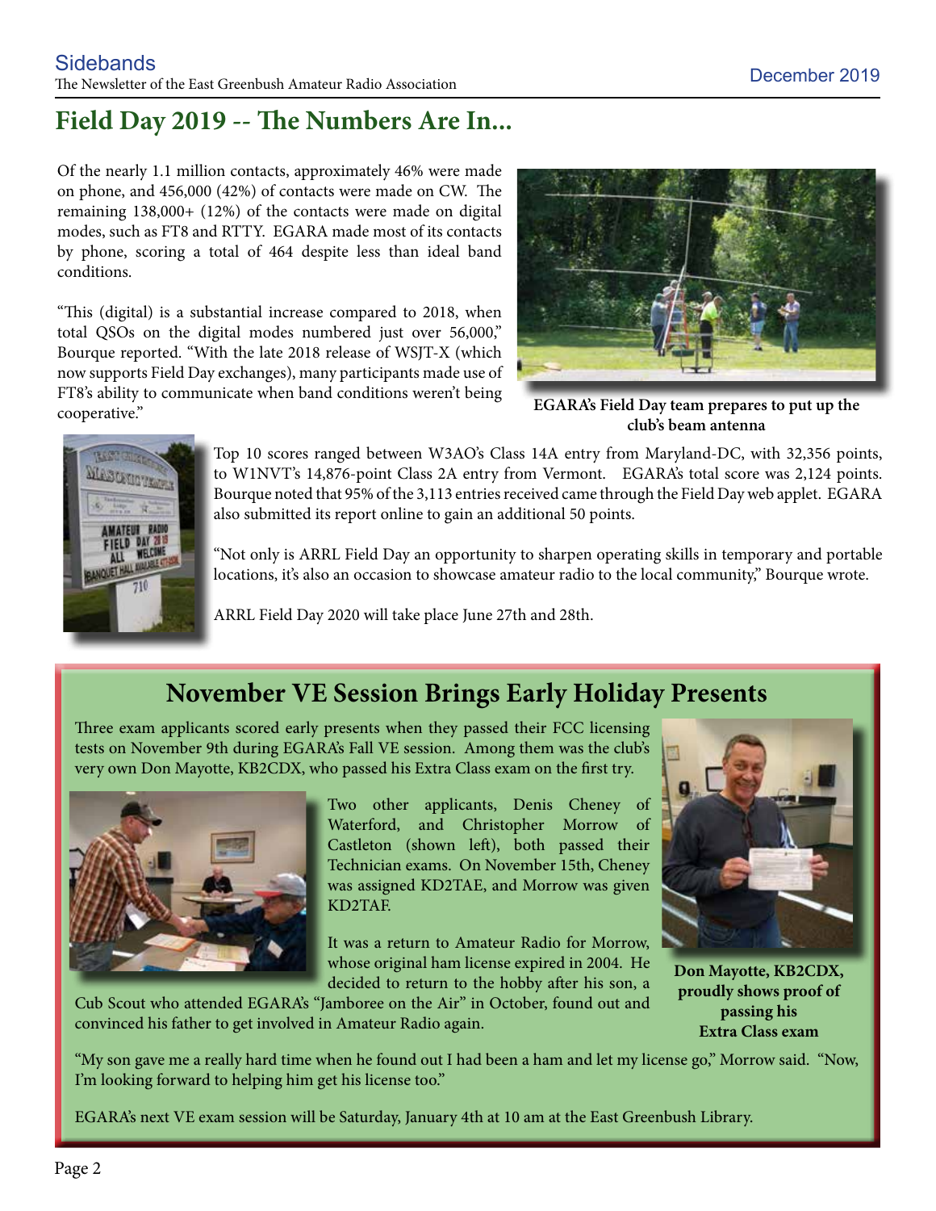## Field Day 2019 -- The Numbers Are In...

Of the nearly 1.1 million contacts, approximately 46% were made on phone, and 456,000 (42%) of contacts were made on CW. The remaining 138,000+ (12%) of the contacts were made on digital modes, such as FT8 and RTTY. EGARA made most of its contacts by phone, scoring a total of 464 despite less than ideal band conditions.

"This (digital) is a substantial increase compared to 2018, when total QSOs on the digital modes numbered just over 56,000," Bourque reported. "With the late 2018 release of WSJT-X (which now supports Field Day exchanges), many participants made use of FT8's ability to communicate when band conditions weren't being cooperative."

**EGARA's Field Day team prepares to put up the club's beam antenna**

Top 10 scores ranged between W3AO's Class 14A entry from Maryland-DC, with 32,356 points, to W1NVT's 14,876-point Class 2A entry from Vermont. EGARA's total score was 2,124 points. Bourque noted that 95% of the 3,113 entries received came through the Field Day web applet. EGARA also submitted its report online to gain an additional 50 points.

"Not only is ARRL Field Day an opportunity to sharpen operating skills in temporary and portable locations, it's also an occasion to showcase amateur radio to the local community," Bourque wrote.

ARRL Field Day 2020 will take place June 27th and 28th.

## November VE Session Brings Early Holiday Presents

Three exam applicants scored early presents when they passed their FCC licensing tests on November 9th during EGARA's Fall VE session. Among them was the club's very own Don Mayotte, KB2CDX, who passed his Extra Class exam on the first try.

Two other applicants, Denis Cheney of Waterford, and Christopher Morrow of Castleton (shown left), both passed their Technician exams. On November 15th, Cheney was assigned KD2TAE, and Morrow was given KD2TAF.

It was a return to Amateur Radio for Morrow, whose original ham license expired in 2004. He decided to return to the hobby after his son, a Cub Scout who attended EGARA's "Jamboree on the Air" in October, found out and convinced his father to get involved in Amateur Radio again.

**Don Mayotte, KB2CDX, proudly shows proof of passing his Extra Class exam**

"My son gave me a really hard time when he found out I had been a ham and let my license go," Morrow said. "Now, I'm looking forward to helping him get his license too."

EGARA's next VE exam session will be Saturday, January 4th at 10 am at the East Greenbush Library.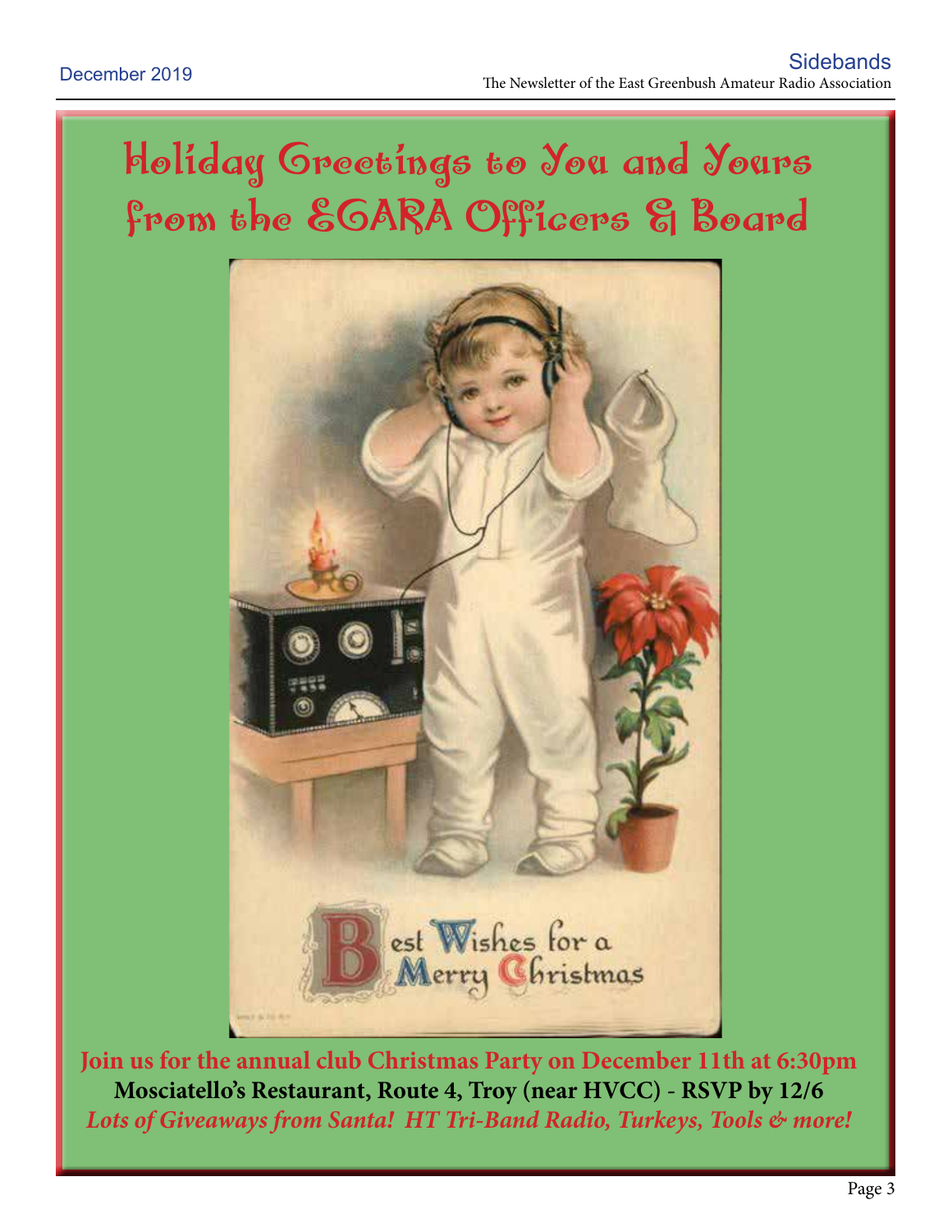# Holiday Greetings to You and Yours from the EGARA Officers & Board

Best Wishes for a Merry Christmas

**Join us for the annual club Christmas Party on December 11th at 6:30pm**

**Mosciatello's Restaurant, Route 4, Troy (near HVCC) - RSVP by 12/6**

***Lots of Giveaways from Santa! HT Tri-Band Radio, Turkeys, Tools & more!***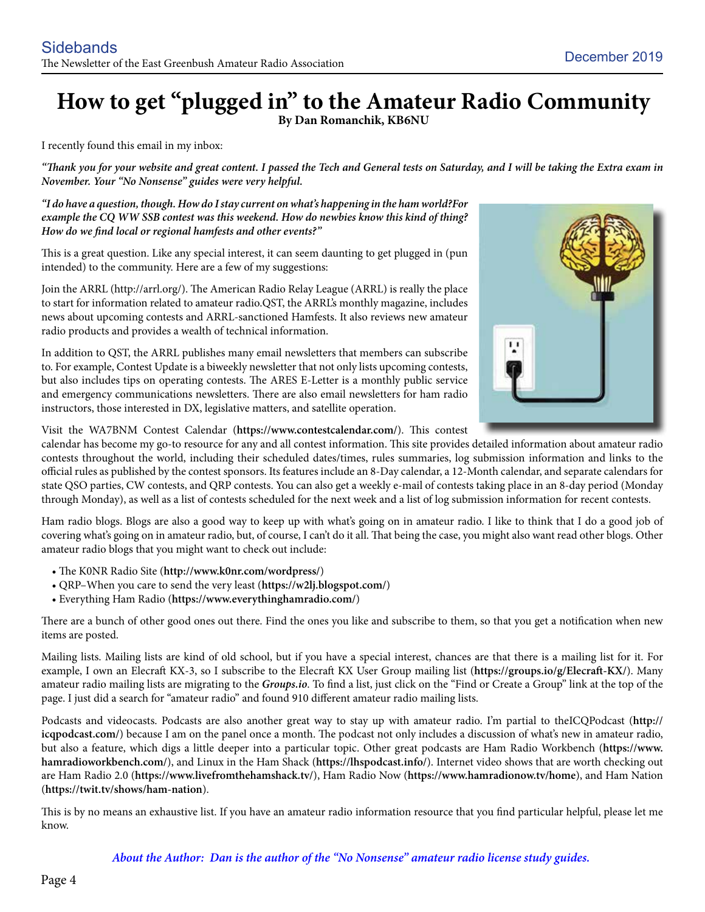# How to get "plugged in" to the Amateur Radio Community

**By Dan Romanchik, KB6NU**

I recently found this email in my inbox:

*"Thank you for your website and great content. I passed the Tech and General tests on Saturday, and I will be taking the Extra exam in November. Your "No Nonsense" guides were very helpful.*

***"I do have a question, though. How do I stay current on what's happening in the ham world?For example the CQ WW SSB contest was this weekend. How do newbies know this kind of thing? How do we find local or regional hamfests and other events?"***

This is a great question. Like any special interest, it can seem daunting to get plugged in (pun intended) to the community. Here are a few of my suggestions:

Join the ARRL (http://arrl.org/). The American Radio Relay League (ARRL) is really the place to start for information related to amateur radio.QST, the ARRL's monthly magazine, includes news about upcoming contests and ARRL-sanctioned Hamfests. It also reviews new amateur radio products and provides a wealth of technical information.

In addition to QST, the ARRL publishes many email newsletters that members can subscribe to. For example, Contest Update is a biweekly newsletter that not only lists upcoming contests, but also includes tips on operating contests. The ARES E-Letter is a monthly public service and emergency communications newsletters. There are also email newsletters for ham radio instructors, those interested in DX, legislative matters, and satellite operation.

Visit the WA7BNM Contest Calendar (**https://www.contestcalendar.com/**). This contest calendar has become my go-to resource for any and all contest information. This site provides detailed information about amateur radio contests throughout the world, including their scheduled dates/times, rules summaries, log submission information and links to the official rules as published by the contest sponsors. Its features include an 8-Day calendar, a 12-Month calendar, and separate calendars for state QSO parties, CW contests, and QRP contests. You can also get a weekly e-mail of contests taking place in an 8-day period (Monday through Monday), as well as a list of contests scheduled for the next week and a list of log submission information for recent contests.

Ham radio blogs. Blogs are also a good way to keep up with what's going on in amateur radio. I like to think that I do a good job of covering what's going on in amateur radio, but, of course, I can't do it all. That being the case, you might also want read other blogs. Other amateur radio blogs that you might want to check out include:

- The K0NR Radio Site (**http://www.k0nr.com/wordpress/**)
- QRP–When you care to send the very least (**https://w2lj.blogspot.com/**)
- Everything Ham Radio (**https://www.everythinghamradio.com/**)

There are a bunch of other good ones out there. Find the ones you like and subscribe to them, so that you get a notification when new items are posted.

Mailing lists. Mailing lists are kind of old school, but if you have a special interest, chances are that there is a mailing list for it. For example, I own an Elecraft KX-3, so I subscribe to the Elecraft KX User Group mailing list (**https://groups.io/g/Elecraft-KX/**). Many amateur radio mailing lists are migrating to the ***Groups.io***. To find a list, just click on the "Find or Create a Group" link at the top of the page. I just did a search for "amateur radio" and found 910 different amateur radio mailing lists.

Podcasts and videocasts. Podcasts are also another great way to stay up with amateur radio. I'm partial to theICQPodcast (**http://icqpodcast.com/**) because I am on the panel once a month. The podcast not only includes a discussion of what's new in amateur radio, but also a feature, which digs a little deeper into a particular topic. Other great podcasts are Ham Radio Workbench (**https://www.hamradioworkbench.com/**), and Linux in the Ham Shack (**https://lhspodcast.info/**). Internet video shows that are worth checking out are Ham Radio 2.0 (**https://www.livefromthehamshack.tv/**), Ham Radio Now (**https://www.hamradionow.tv/home**), and Ham Nation (**https://twit.tv/shows/ham-nation**).

This is by no means an exhaustive list. If you have an amateur radio information resource that you find particular helpful, please let me know.

***About the Author: Dan is the author of the "No Nonsense" amateur radio license study guides.***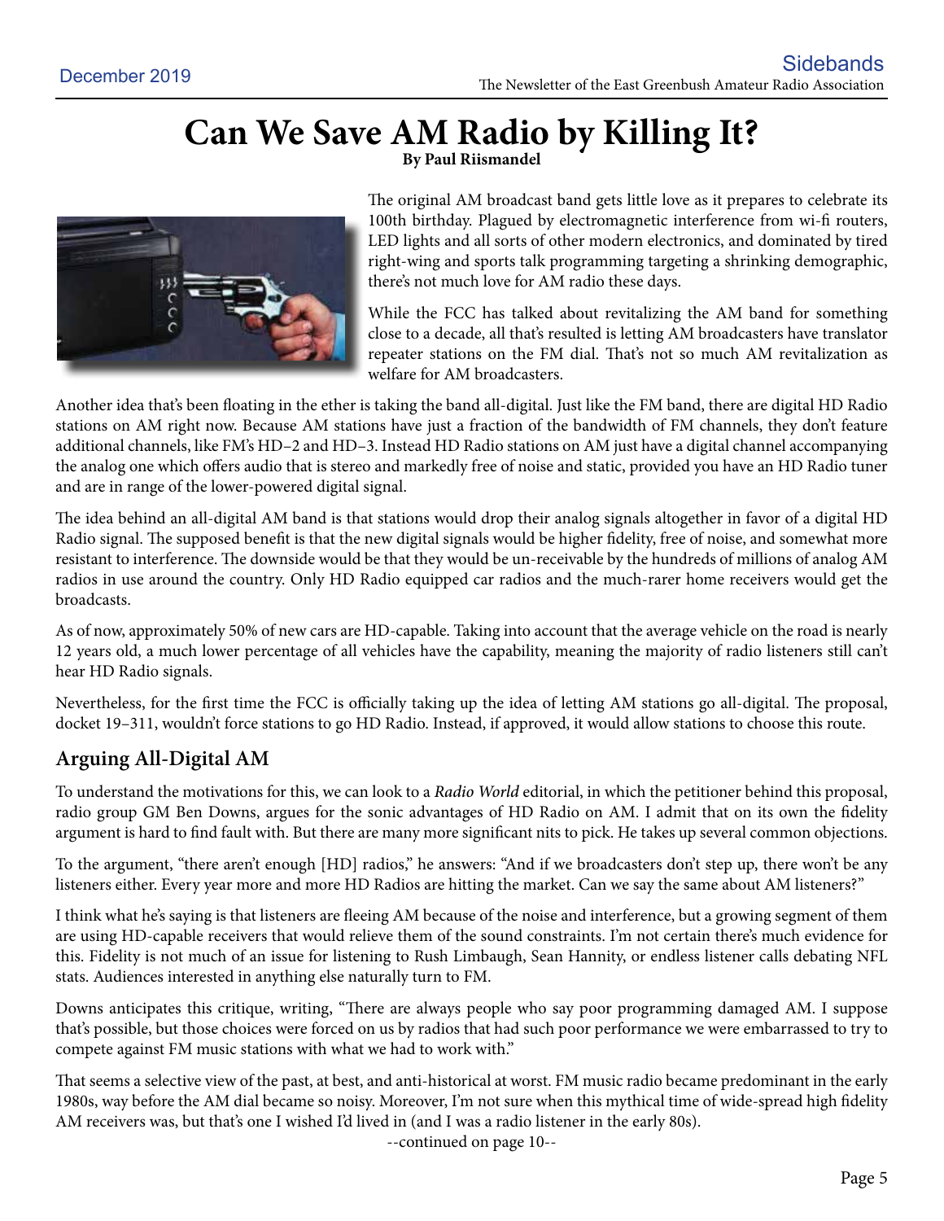# Can We Save AM Radio by Killing It?

**By Paul Riismandel**

The original AM broadcast band gets little love as it prepares to celebrate its 100th birthday. Plagued by electromagnetic interference from wi-fi routers, LED lights and all sorts of other modern electronics, and dominated by tired right-wing and sports talk programming targeting a shrinking demographic, there's not much love for AM radio these days.

While the FCC has talked about revitalizing the AM band for something close to a decade, all that's resulted is letting AM broadcasters have translator repeater stations on the FM dial. That's not so much AM revitalization as welfare for AM broadcasters.

Another idea that's been floating in the ether is taking the band all-digital. Just like the FM band, there are digital HD Radio stations on AM right now. Because AM stations have just a fraction of the bandwidth of FM channels, they don't feature additional channels, like FM's HD–2 and HD–3. Instead HD Radio stations on AM just have a digital channel accompanying the analog one which offers audio that is stereo and markedly free of noise and static, provided you have an HD Radio tuner and are in range of the lower-powered digital signal.

The idea behind an all-digital AM band is that stations would drop their analog signals altogether in favor of a digital HD Radio signal. The supposed benefit is that the new digital signals would be higher fidelity, free of noise, and somewhat more resistant to interference. The downside would be that they would be un-receivable by the hundreds of millions of analog AM radios in use around the country. Only HD Radio equipped car radios and the much-rarer home receivers would get the broadcasts.

As of now, approximately 50% of new cars are HD-capable. Taking into account that the average vehicle on the road is nearly 12 years old, a much lower percentage of all vehicles have the capability, meaning the majority of radio listeners still can't hear HD Radio signals.

Nevertheless, for the first time the FCC is officially taking up the idea of letting AM stations go all-digital. The proposal, docket 19–311, wouldn't force stations to go HD Radio. Instead, if approved, it would allow stations to choose this route.

## Arguing All-Digital AM

To understand the motivations for this, we can look to a *Radio World* editorial, in which the petitioner behind this proposal, radio group GM Ben Downs, argues for the sonic advantages of HD Radio on AM. I admit that on its own the fidelity argument is hard to find fault with. But there are many more significant nits to pick. He takes up several common objections.

To the argument, "there aren't enough [HD] radios," he answers: "And if we broadcasters don't step up, there won't be any listeners either. Every year more and more HD Radios are hitting the market. Can we say the same about AM listeners?"

I think what he's saying is that listeners are fleeing AM because of the noise and interference, but a growing segment of them are using HD-capable receivers that would relieve them of the sound constraints. I'm not certain there's much evidence for this. Fidelity is not much of an issue for listening to Rush Limbaugh, Sean Hannity, or endless listener calls debating NFL stats. Audiences interested in anything else naturally turn to FM.

Downs anticipates this critique, writing, "There are always people who say poor programming damaged AM. I suppose that's possible, but those choices were forced on us by radios that had such poor performance we were embarrassed to try to compete against FM music stations with what we had to work with."

That seems a selective view of the past, at best, and anti-historical at worst. FM music radio became predominant in the early 1980s, way before the AM dial became so noisy. Moreover, I'm not sure when this mythical time of wide-spread high fidelity AM receivers was, but that's one I wished I'd lived in (and I was a radio listener in the early 80s).

--continued on page 10--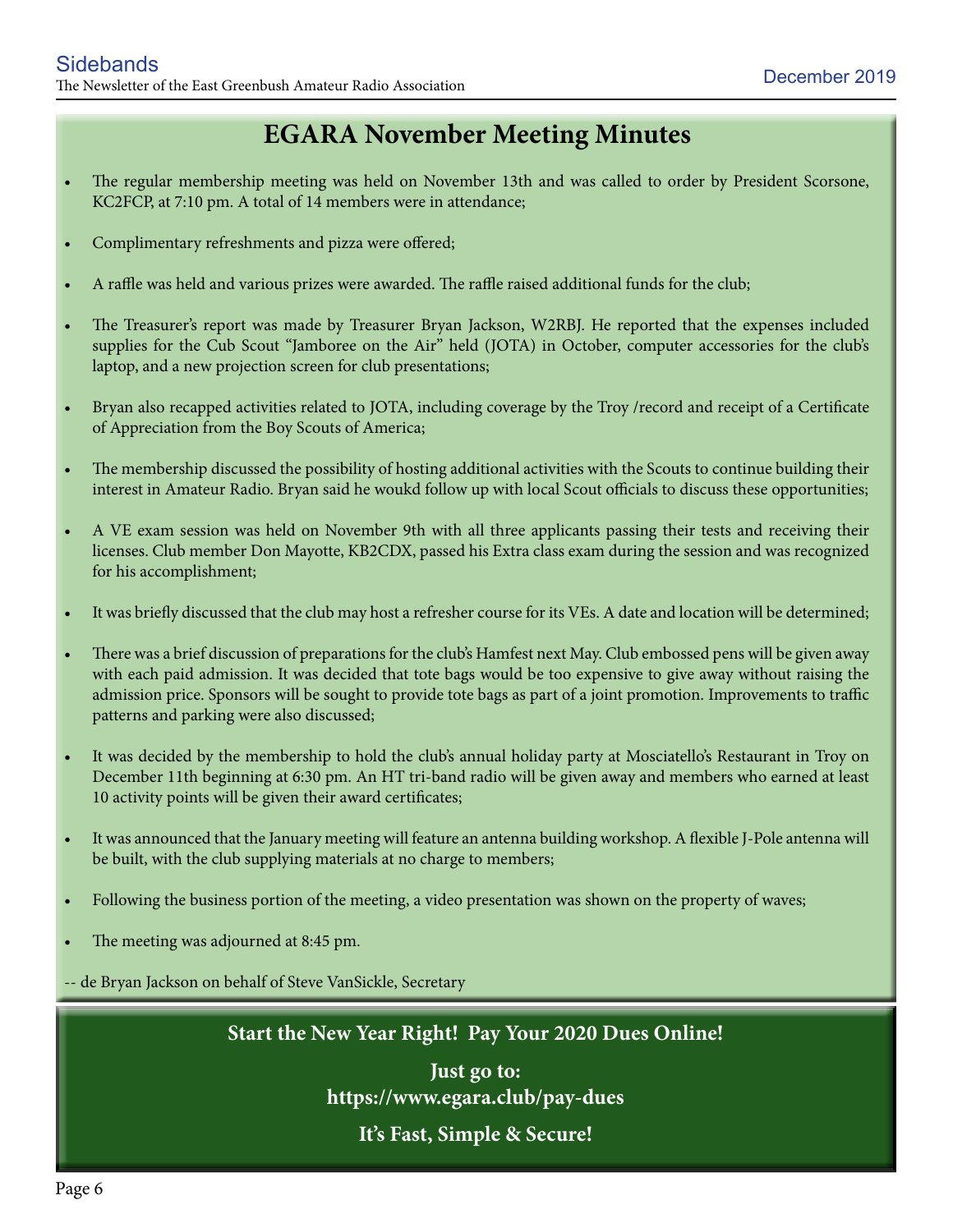# EGARA November Meeting Minutes

- The regular membership meeting was held on November 13th and was called to order by President Scorsone, KC2FCP, at 7:10 pm. A total of 14 members were in attendance;
- Complimentary refreshments and pizza were offered;
- A raffle was held and various prizes were awarded. The raffle raised additional funds for the club;
- The Treasurer's report was made by Treasurer Bryan Jackson, W2RBJ. He reported that the expenses included supplies for the Cub Scout "Jamboree on the Air" held (JOTA) in October, computer accessories for the club's laptop, and a new projection screen for club presentations;
- Bryan also recapped activities related to JOTA, including coverage by the Troy /record and receipt of a Certificate of Appreciation from the Boy Scouts of America;
- The membership discussed the possibility of hosting additional activities with the Scouts to continue building their interest in Amateur Radio. Bryan said he woukd follow up with local Scout officials to discuss these opportunities;
- A VE exam session was held on November 9th with all three applicants passing their tests and receiving their licenses. Club member Don Mayotte, KB2CDX, passed his Extra class exam during the session and was recognized for his accomplishment;
- It was briefly discussed that the club may host a refresher course for its VEs. A date and location will be determined;
- There was a brief discussion of preparations for the club's Hamfest next May. Club embossed pens will be given away with each paid admission. It was decided that tote bags would be too expensive to give away without raising the admission price. Sponsors will be sought to provide tote bags as part of a joint promotion. Improvements to traffic patterns and parking were also discussed;
- It was decided by the membership to hold the club's annual holiday party at Mosciatello's Restaurant in Troy on December 11th beginning at 6:30 pm. An HT tri-band radio will be given away and members who earned at least 10 activity points will be given their award certificates;
- It was announced that the January meeting will feature an antenna building workshop. A flexible J-Pole antenna will be built, with the club supplying materials at no charge to members;
- Following the business portion of the meeting, a video presentation was shown on the property of waves;
- The meeting was adjourned at 8:45 pm.

-- de Bryan Jackson on behalf of Steve VanSickle, Secretary

**Start the New Year Right! Pay Your 2020 Dues Online!**

**Just go to:**
**https://www.egara.club/pay-dues**

**It's Fast, Simple & Secure!**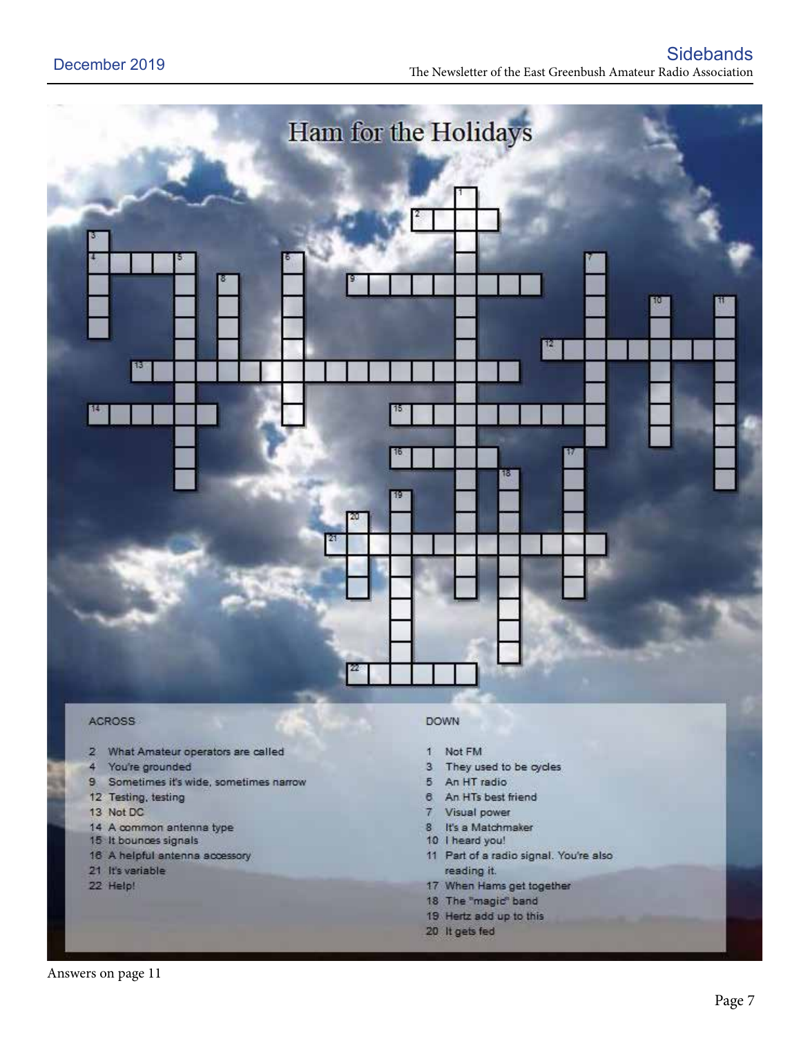# Ham for the Holidays

## ACROSS

- 2 What Amateur operators are called
- 4 You're grounded
- 9 Sometimes it's wide, sometimes narrow
- 12 Testing, testing
- 13 Not DC
- 14 A common antenna type
- 15 It bounces signals
- 16 A helpful antenna accessory
- 21 It's variable
- 22 Help!

## DOWN

- 1 Not FM
- 3 They used to be cycles
- 5 An HT radio
- 6 An HTs best friend
- 7 Visual power
- 8 It's a Matchmaker
- 10 I heard you!
- 11 Part of a radio signal. You're also reading it.
- 17 When Hams get together
- 18 The "magic" band
- 19 Hertz add up to this
- 20 It gets fed

Answers on page 11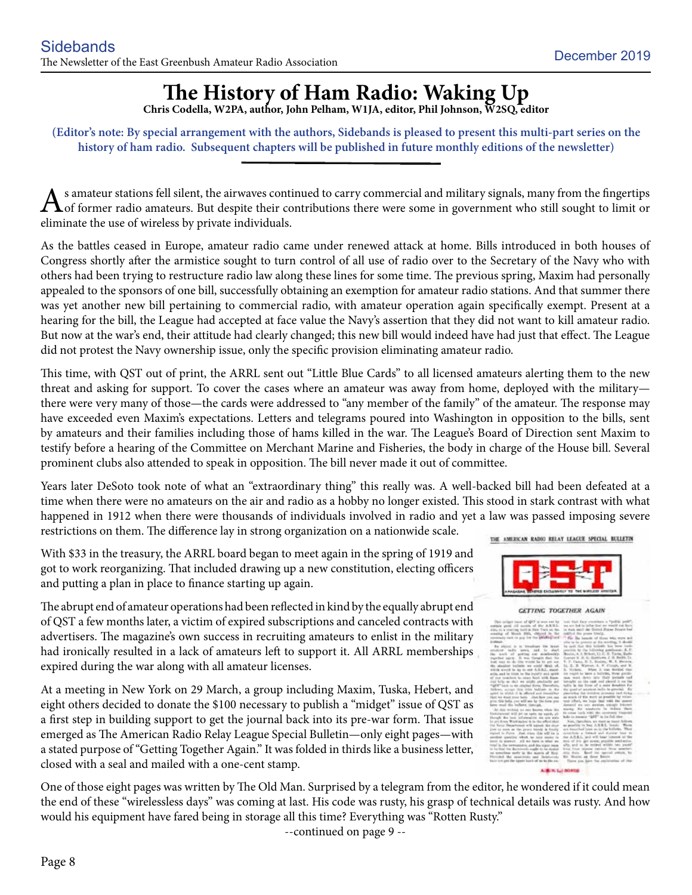# The History of Ham Radio: Waking Up

**Chris Codella, W2PA, author, John Pelham, W1JA, editor, Phil Johnson, W2SQ, editor**

**(Editor's note: By special arrangement with the authors, Sidebands is pleased to present this multi-part series on the history of ham radio. Subsequent chapters will be published in future monthly editions of the newsletter)**

As amateur stations fell silent, the airwaves continued to carry commercial and military signals, many from the fingertips of former radio amateurs. But despite their contributions there were some in government who still sought to limit or eliminate the use of wireless by private individuals.

As the battles ceased in Europe, amateur radio came under renewed attack at home. Bills introduced in both houses of Congress shortly after the armistice sought to turn control of all use of radio over to the Secretary of the Navy who with others had been trying to restructure radio law along these lines for some time. The previous spring, Maxim had personally appealed to the sponsors of one bill, successfully obtaining an exemption for amateur radio stations. And that summer there was yet another new bill pertaining to commercial radio, with amateur operation again specifically exempt. Present at a hearing for the bill, the League had accepted at face value the Navy's assertion that they did not want to kill amateur radio. But now at the war's end, their attitude had clearly changed; this new bill would indeed have had just that effect. The League did not protest the Navy ownership issue, only the specific provision eliminating amateur radio.

This time, with QST out of print, the ARRL sent out "Little Blue Cards" to all licensed amateurs alerting them to the new threat and asking for support. To cover the cases where an amateur was away from home, deployed with the military—there were very many of those—the cards were addressed to "any member of the family" of the amateur. The response may have exceeded even Maxim's expectations. Letters and telegrams poured into Washington in opposition to the bills, sent by amateurs and their families including those of hams killed in the war. The League's Board of Direction sent Maxim to testify before a hearing of the Committee on Merchant Marine and Fisheries, the body in charge of the House bill. Several prominent clubs also attended to speak in opposition. The bill never made it out of committee.

Years later DeSoto took note of what an "extraordinary thing" this really was. A well-backed bill had been defeated at a time when there were no amateurs on the air and radio as a hobby no longer existed. This stood in stark contrast with what happened in 1912 when there were thousands of individuals involved in radio and yet a law was passed imposing severe restrictions on them. The difference lay in strong organization on a nationwide scale.

With $33 in the treasury, the ARRL board began to meet again in the spring of 1919 and got to work reorganizing. That included drawing up a new constitution, electing officers and putting a plan in place to finance starting up again.

The abrupt end of amateur operations had been reflected in kind by the equally abrupt end of QST a few months later, a victim of expired subscriptions and canceled contracts with advertisers. The magazine's own success in recruiting amateurs to enlist in the military had ironically resulted in a lack of amateurs left to support it. All ARRL memberships expired during the war along with all amateur licenses.

At a meeting in New York on 29 March, a group including Maxim, Tuska, Hebert, and eight others decided to donate the $100 necessary to publish a "midget" issue of QST as a first step in building support to get the journal back into its pre-war form. That issue emerged as The American Radio Relay League Special Bulletin—only eight pages—with a stated purpose of "Getting Together Again." It was folded in thirds like a business letter, closed with a seal and mailed with a one-cent stamp.

One of those eight pages was written by The Old Man. Surprised by a telegram from the editor, he wondered if it could mean the end of these "wirelessless days" was coming at last. His code was rusty, his grasp of technical details was rusty. And how would his equipment have fared being in storage all this time? Everything was "Rotten Rusty."

--continued on page 9 --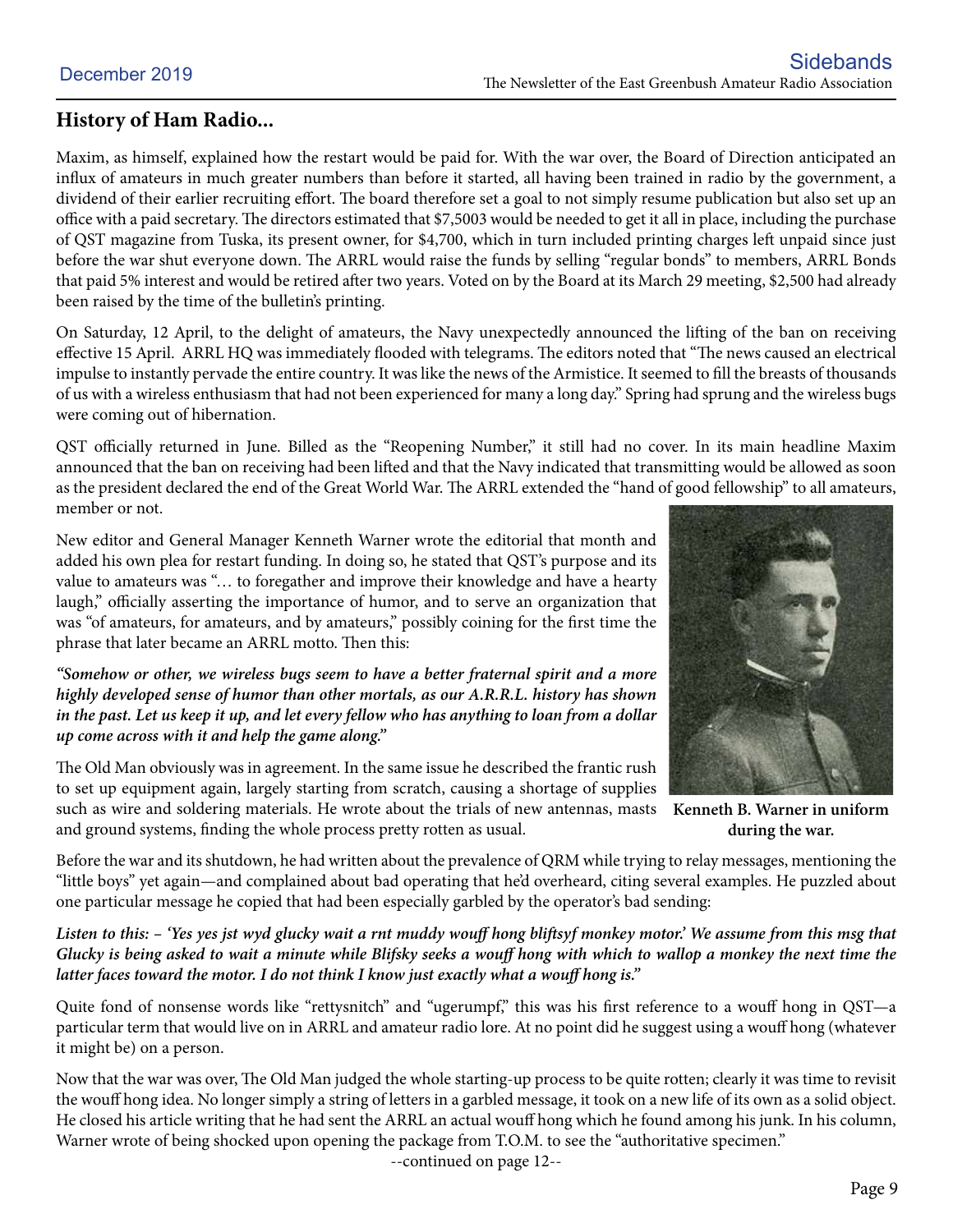## History of Ham Radio...

Maxim, as himself, explained how the restart would be paid for. With the war over, the Board of Direction anticipated an influx of amateurs in much greater numbers than before it started, all having been trained in radio by the government, a dividend of their earlier recruiting effort. The board therefore set a goal to not simply resume publication but also set up an office with a paid secretary. The directors estimated that $7,5003 would be needed to get it all in place, including the purchase of QST magazine from Tuska, its present owner, for $4,700, which in turn included printing charges left unpaid since just before the war shut everyone down. The ARRL would raise the funds by selling "regular bonds" to members, ARRL Bonds that paid 5% interest and would be retired after two years. Voted on by the Board at its March 29 meeting, $2,500 had already been raised by the time of the bulletin's printing.

On Saturday, 12 April, to the delight of amateurs, the Navy unexpectedly announced the lifting of the ban on receiving effective 15 April. ARRL HQ was immediately flooded with telegrams. The editors noted that "The news caused an electrical impulse to instantly pervade the entire country. It was like the news of the Armistice. It seemed to fill the breasts of thousands of us with a wireless enthusiasm that had not been experienced for many a long day." Spring had sprung and the wireless bugs were coming out of hibernation.

QST officially returned in June. Billed as the "Reopening Number," it still had no cover. In its main headline Maxim announced that the ban on receiving had been lifted and that the Navy indicated that transmitting would be allowed as soon as the president declared the end of the Great World War. The ARRL extended the "hand of good fellowship" to all amateurs, member or not.

New editor and General Manager Kenneth Warner wrote the editorial that month and added his own plea for restart funding. In doing so, he stated that QST's purpose and its value to amateurs was "… to foregather and improve their knowledge and have a hearty laugh," officially asserting the importance of humor, and to serve an organization that was "of amateurs, for amateurs, and by amateurs," possibly coining for the first time the phrase that later became an ARRL motto. Then this:

***"Somehow or other, we wireless bugs seem to have a better fraternal spirit and a more highly developed sense of humor than other mortals, as our A.R.R.L. history has shown in the past. Let us keep it up, and let every fellow who has anything to loan from a dollar up come across with it and help the game along."***

**Kenneth B. Warner in uniform during the war.**

The Old Man obviously was in agreement. In the same issue he described the frantic rush to set up equipment again, largely starting from scratch, causing a shortage of supplies such as wire and soldering materials. He wrote about the trials of new antennas, masts and ground systems, finding the whole process pretty rotten as usual.

Before the war and its shutdown, he had written about the prevalence of QRM while trying to relay messages, mentioning the "little boys" yet again—and complained about bad operating that he'd overheard, citing several examples. He puzzled about one particular message he copied that had been especially garbled by the operator's bad sending:

***Listen to this: – 'Yes yes jst wyd glucky wait a rnt muddy wouff hong bliftsyf monkey motor.' We assume from this msg that Glucky is being asked to wait a minute while Blifsky seeks a wouff hong with which to wallop a monkey the next time the latter faces toward the motor. I do not think I know just exactly what a wouff hong is."***

Quite fond of nonsense words like "rettysnitch" and "ugerumpf," this was his first reference to a wouff hong in QST—a particular term that would live on in ARRL and amateur radio lore. At no point did he suggest using a wouff hong (whatever it might be) on a person.

Now that the war was over, The Old Man judged the whole starting-up process to be quite rotten; clearly it was time to revisit the wouff hong idea. No longer simply a string of letters in a garbled message, it took on a new life of its own as a solid object. He closed his article writing that he had sent the ARRL an actual wouff hong which he found among his junk. In his column, Warner wrote of being shocked upon opening the package from T.O.M. to see the "authoritative specimen."

--continued on page 12--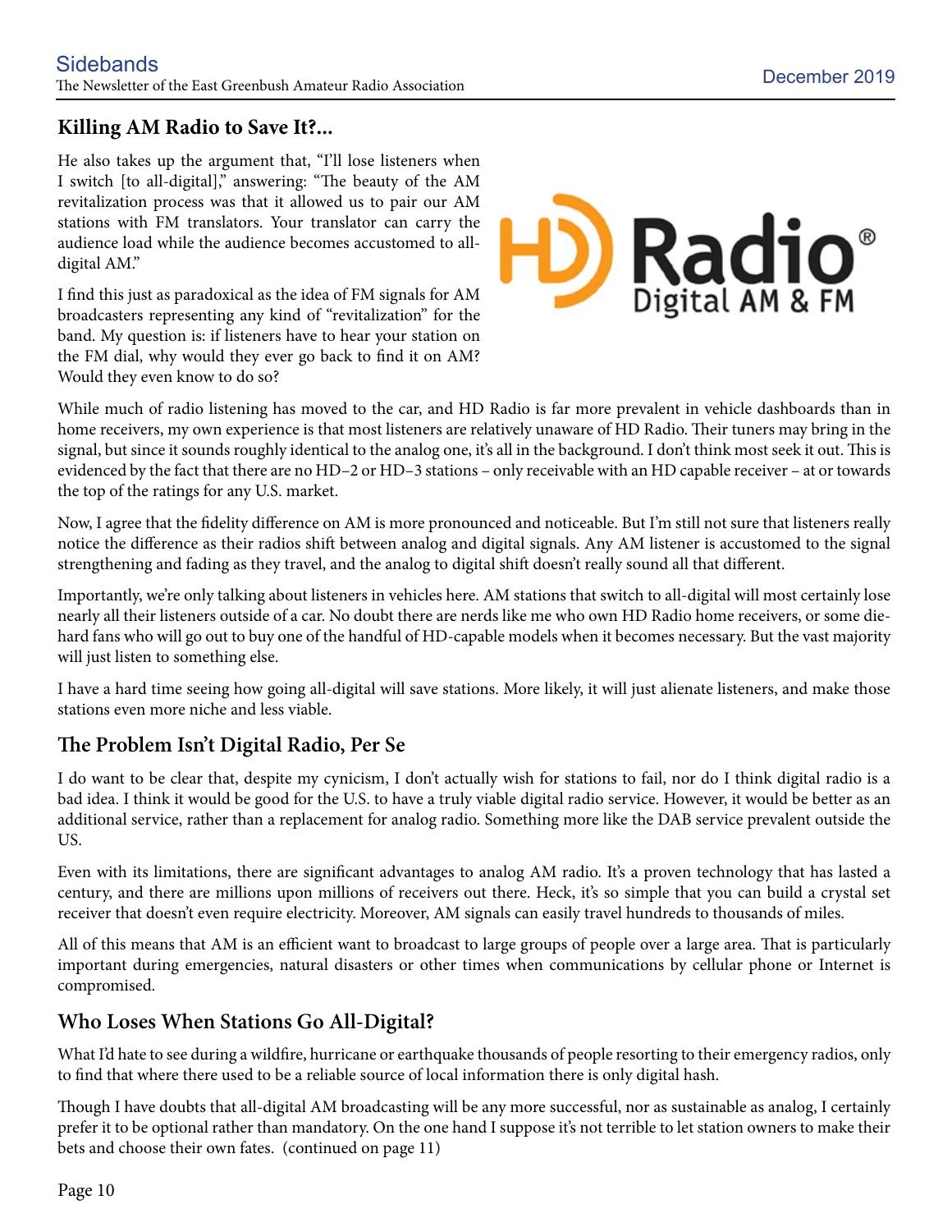## Killing AM Radio to Save It?...

He also takes up the argument that, "I'll lose listeners when I switch [to all-digital]," answering: "The beauty of the AM revitalization process was that it allowed us to pair our AM stations with FM translators. Your translator can carry the audience load while the audience becomes accustomed to all-digital AM."

I find this just as paradoxical as the idea of FM signals for AM broadcasters representing any kind of "revitalization" for the band. My question is: if listeners have to hear your station on the FM dial, why would they ever go back to find it on AM? Would they even know to do so?

While much of radio listening has moved to the car, and HD Radio is far more prevalent in vehicle dashboards than in home receivers, my own experience is that most listeners are relatively unaware of HD Radio. Their tuners may bring in the signal, but since it sounds roughly identical to the analog one, it's all in the background. I don't think most seek it out. This is evidenced by the fact that there are no HD–2 or HD–3 stations – only receivable with an HD capable receiver – at or towards the top of the ratings for any U.S. market.

Now, I agree that the fidelity difference on AM is more pronounced and noticeable. But I'm still not sure that listeners really notice the difference as their radios shift between analog and digital signals. Any AM listener is accustomed to the signal strengthening and fading as they travel, and the analog to digital shift doesn't really sound all that different.

Importantly, we're only talking about listeners in vehicles here. AM stations that switch to all-digital will most certainly lose nearly all their listeners outside of a car. No doubt there are nerds like me who own HD Radio home receivers, or some die-hard fans who will go out to buy one of the handful of HD-capable models when it becomes necessary. But the vast majority will just listen to something else.

I have a hard time seeing how going all-digital will save stations. More likely, it will just alienate listeners, and make those stations even more niche and less viable.

## The Problem Isn't Digital Radio, Per Se

I do want to be clear that, despite my cynicism, I don't actually wish for stations to fail, nor do I think digital radio is a bad idea. I think it would be good for the U.S. to have a truly viable digital radio service. However, it would be better as an additional service, rather than a replacement for analog radio. Something more like the DAB service prevalent outside the US.

Even with its limitations, there are significant advantages to analog AM radio. It's a proven technology that has lasted a century, and there are millions upon millions of receivers out there. Heck, it's so simple that you can build a crystal set receiver that doesn't even require electricity. Moreover, AM signals can easily travel hundreds to thousands of miles.

All of this means that AM is an efficient want to broadcast to large groups of people over a large area. That is particularly important during emergencies, natural disasters or other times when communications by cellular phone or Internet is compromised.

## Who Loses When Stations Go All-Digital?

What I'd hate to see during a wildfire, hurricane or earthquake thousands of people resorting to their emergency radios, only to find that where there used to be a reliable source of local information there is only digital hash.

Though I have doubts that all-digital AM broadcasting will be any more successful, nor as sustainable as analog, I certainly prefer it to be optional rather than mandatory. On the one hand I suppose it's not terrible to let station owners to make their bets and choose their own fates. (continued on page 11)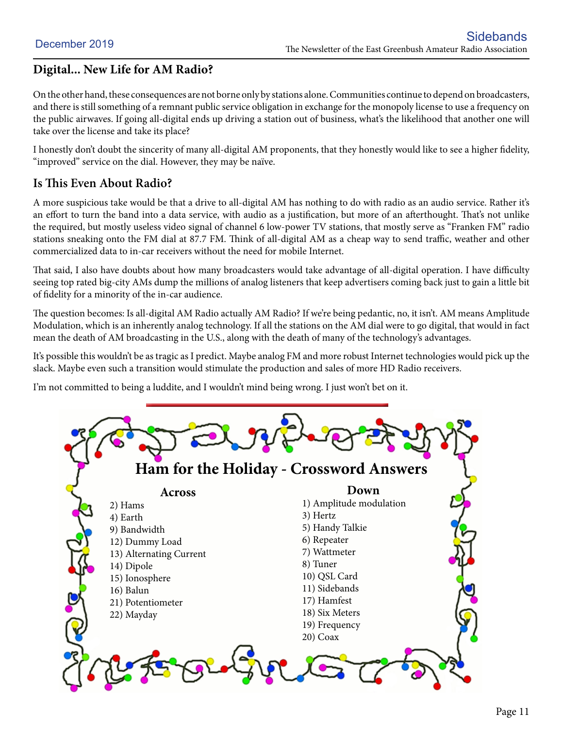## Digital... New Life for AM Radio?

On the other hand, these consequences are not borne only by stations alone. Communities continue to depend on broadcasters, and there is still something of a remnant public service obligation in exchange for the monopoly license to use a frequency on the public airwaves. If going all-digital ends up driving a station out of business, what's the likelihood that another one will take over the license and take its place?

I honestly don't doubt the sincerity of many all-digital AM proponents, that they honestly would like to see a higher fidelity, "improved" service on the dial. However, they may be naïve.

## Is This Even About Radio?

A more suspicious take would be that a drive to all-digital AM has nothing to do with radio as an audio service. Rather it's an effort to turn the band into a data service, with audio as a justification, but more of an afterthought. That's not unlike the required, but mostly useless video signal of channel 6 low-power TV stations, that mostly serve as "Franken FM" radio stations sneaking onto the FM dial at 87.7 FM. Think of all-digital AM as a cheap way to send traffic, weather and other commercialized data to in-car receivers without the need for mobile Internet.

That said, I also have doubts about how many broadcasters would take advantage of all-digital operation. I have difficulty seeing top rated big-city AMs dump the millions of analog listeners that keep advertisers coming back just to gain a little bit of fidelity for a minority of the in-car audience.

The question becomes: Is all-digital AM Radio actually AM Radio? If we're being pedantic, no, it isn't. AM means Amplitude Modulation, which is an inherently analog technology. If all the stations on the AM dial were to go digital, that would in fact mean the death of AM broadcasting in the U.S., along with the death of many of the technology's advantages.

It's possible this wouldn't be as tragic as I predict. Maybe analog FM and more robust Internet technologies would pick up the slack. Maybe even such a transition would stimulate the production and sales of more HD Radio receivers.

I'm not committed to being a luddite, and I wouldn't mind being wrong. I just won't bet on it.

## Ham for the Holiday - Crossword Answers

### Across

2) Hams
4) Earth
9) Bandwidth
12) Dummy Load
13) Alternating Current
14) Dipole
15) Ionosphere
16) Balun
21) Potentiometer
22) Mayday

### Down

1) Amplitude modulation
3) Hertz
5) Handy Talkie
6) Repeater
7) Wattmeter
8) Tuner
10) QSL Card
11) Sidebands
17) Hamfest
18) Six Meters
19) Frequency
20) Coax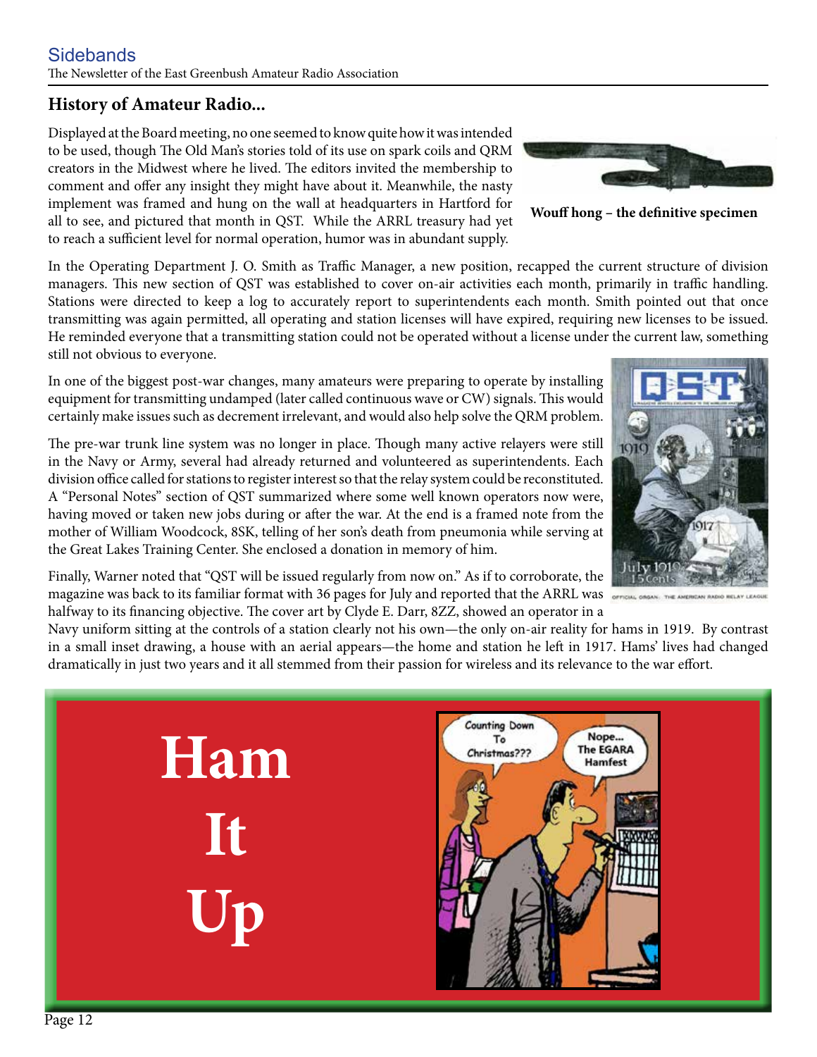## History of Amateur Radio...

Displayed at the Board meeting, no one seemed to know quite how it was intended to be used, though The Old Man's stories told of its use on spark coils and QRM creators in the Midwest where he lived. The editors invited the membership to comment and offer any insight they might have about it. Meanwhile, the nasty implement was framed and hung on the wall at headquarters in Hartford for all to see, and pictured that month in QST. While the ARRL treasury had yet to reach a sufficient level for normal operation, humor was in abundant supply.

**Wouff hong – the definitive specimen**

In the Operating Department J. O. Smith as Traffic Manager, a new position, recapped the current structure of division managers. This new section of QST was established to cover on-air activities each month, primarily in traffic handling. Stations were directed to keep a log to accurately report to superintendents each month. Smith pointed out that once transmitting was again permitted, all operating and station licenses will have expired, requiring new licenses to be issued. He reminded everyone that a transmitting station could not be operated without a license under the current law, something still not obvious to everyone.

In one of the biggest post-war changes, many amateurs were preparing to operate by installing equipment for transmitting undamped (later called continuous wave or CW) signals. This would certainly make issues such as decrement irrelevant, and would also help solve the QRM problem.

The pre-war trunk line system was no longer in place. Though many active relayers were still in the Navy or Army, several had already returned and volunteered as superintendents. Each division office called for stations to register interest so that the relay system could be reconstituted. A "Personal Notes" section of QST summarized where some well known operators now were, having moved or taken new jobs during or after the war. At the end is a framed note from the mother of William Woodcock, 8SK, telling of her son's death from pneumonia while serving at the Great Lakes Training Center. She enclosed a donation in memory of him.

Finally, Warner noted that "QST will be issued regularly from now on." As if to corroborate, the magazine was back to its familiar format with 36 pages for July and reported that the ARRL was halfway to its financing objective. The cover art by Clyde E. Darr, 8ZZ, showed an operator in a Navy uniform sitting at the controls of a station clearly not his own—the only on-air reality for hams in 1919. By contrast in a small inset drawing, a house with an aerial appears—the home and station he left in 1917. Hams' lives had changed dramatically in just two years and it all stemmed from their passion for wireless and its relevance to the war effort.

# Ham It Up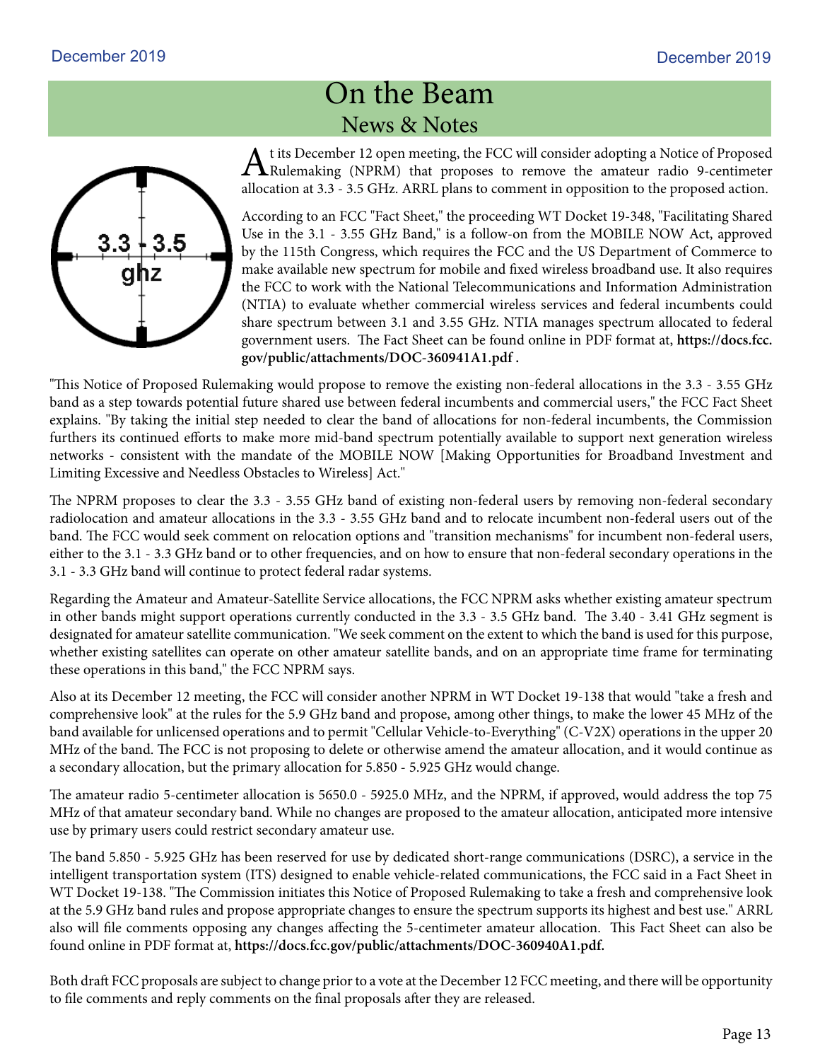# On the Beam

## News & Notes

At its December 12 open meeting, the FCC will consider adopting a Notice of Proposed Rulemaking (NPRM) that proposes to remove the amateur radio 9-centimeter allocation at 3.3 - 3.5 GHz. ARRL plans to comment in opposition to the proposed action.

According to an FCC "Fact Sheet," the proceeding WT Docket 19-348, "Facilitating Shared Use in the 3.1 - 3.55 GHz Band," is a follow-on from the MOBILE NOW Act, approved by the 115th Congress, which requires the FCC and the US Department of Commerce to make available new spectrum for mobile and fixed wireless broadband use. It also requires the FCC to work with the National Telecommunications and Information Administration (NTIA) to evaluate whether commercial wireless services and federal incumbents could share spectrum between 3.1 and 3.55 GHz. NTIA manages spectrum allocated to federal government users. The Fact Sheet can be found online in PDF format at, **https://docs.fcc.gov/public/attachments/DOC-360941A1.pdf .**

"This Notice of Proposed Rulemaking would propose to remove the existing non-federal allocations in the 3.3 - 3.55 GHz band as a step towards potential future shared use between federal incumbents and commercial users," the FCC Fact Sheet explains. "By taking the initial step needed to clear the band of allocations for non-federal incumbents, the Commission furthers its continued efforts to make more mid-band spectrum potentially available to support next generation wireless networks - consistent with the mandate of the MOBILE NOW [Making Opportunities for Broadband Investment and Limiting Excessive and Needless Obstacles to Wireless] Act."

The NPRM proposes to clear the 3.3 - 3.55 GHz band of existing non-federal users by removing non-federal secondary radiolocation and amateur allocations in the 3.3 - 3.55 GHz band and to relocate incumbent non-federal users out of the band. The FCC would seek comment on relocation options and "transition mechanisms" for incumbent non-federal users, either to the 3.1 - 3.3 GHz band or to other frequencies, and on how to ensure that non-federal secondary operations in the 3.1 - 3.3 GHz band will continue to protect federal radar systems.

Regarding the Amateur and Amateur-Satellite Service allocations, the FCC NPRM asks whether existing amateur spectrum in other bands might support operations currently conducted in the 3.3 - 3.5 GHz band. The 3.40 - 3.41 GHz segment is designated for amateur satellite communication. "We seek comment on the extent to which the band is used for this purpose, whether existing satellites can operate on other amateur satellite bands, and on an appropriate time frame for terminating these operations in this band," the FCC NPRM says.

Also at its December 12 meeting, the FCC will consider another NPRM in WT Docket 19-138 that would "take a fresh and comprehensive look" at the rules for the 5.9 GHz band and propose, among other things, to make the lower 45 MHz of the band available for unlicensed operations and to permit "Cellular Vehicle-to-Everything" (C-V2X) operations in the upper 20 MHz of the band. The FCC is not proposing to delete or otherwise amend the amateur allocation, and it would continue as a secondary allocation, but the primary allocation for 5.850 - 5.925 GHz would change.

The amateur radio 5-centimeter allocation is 5650.0 - 5925.0 MHz, and the NPRM, if approved, would address the top 75 MHz of that amateur secondary band. While no changes are proposed to the amateur allocation, anticipated more intensive use by primary users could restrict secondary amateur use.

The band 5.850 - 5.925 GHz has been reserved for use by dedicated short-range communications (DSRC), a service in the intelligent transportation system (ITS) designed to enable vehicle-related communications, the FCC said in a Fact Sheet in WT Docket 19-138. "The Commission initiates this Notice of Proposed Rulemaking to take a fresh and comprehensive look at the 5.9 GHz band rules and propose appropriate changes to ensure the spectrum supports its highest and best use." ARRL also will file comments opposing any changes affecting the 5-centimeter amateur allocation. This Fact Sheet can also be found online in PDF format at, **https://docs.fcc.gov/public/attachments/DOC-360940A1.pdf.**

Both draft FCC proposals are subject to change prior to a vote at the December 12 FCC meeting, and there will be opportunity to file comments and reply comments on the final proposals after they are released.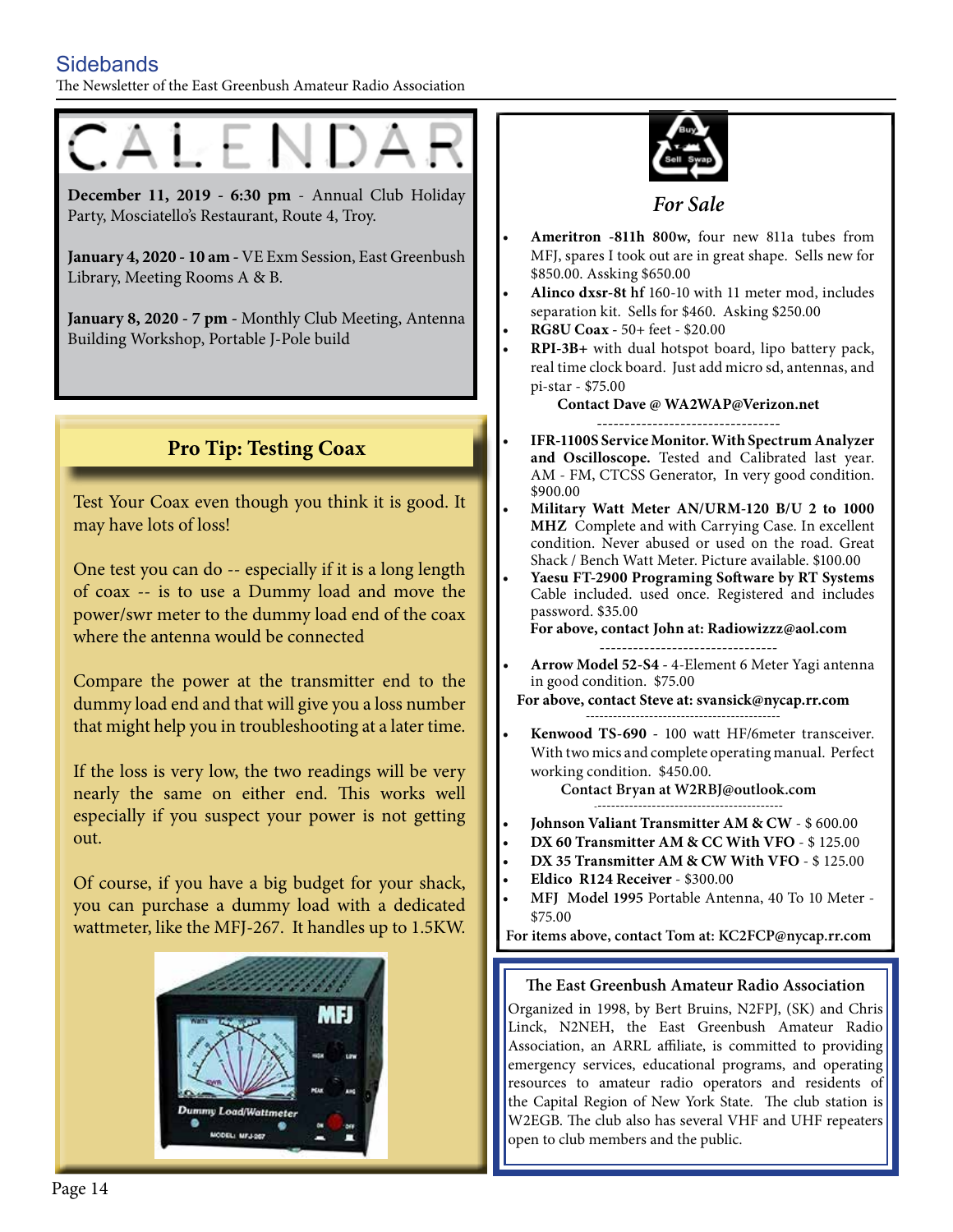# CALENDAR

**December 11, 2019 - 6:30 pm** - Annual Club Holiday Party, Mosciatello's Restaurant, Route 4, Troy.

**January 4, 2020 - 10 am -** VE Exm Session, East Greenbush Library, Meeting Rooms A & B.

**January 8, 2020 - 7 pm -** Monthly Club Meeting, Antenna Building Workshop, Portable J-Pole build

## Pro Tip: Testing Coax

Test Your Coax even though you think it is good. It may have lots of loss!

One test you can do -- especially if it is a long length of coax -- is to use a Dummy load and move the power/swr meter to the dummy load end of the coax where the antenna would be connected

Compare the power at the transmitter end to the dummy load end and that will give you a loss number that might help you in troubleshooting at a later time.

If the loss is very low, the two readings will be very nearly the same on either end. This works well especially if you suspect your power is not getting out.

Of course, if you have a big budget for your shack, you can purchase a dummy load with a dedicated wattmeter, like the MFJ-267. It handles up to 1.5KW.

## *For Sale*

- **Ameritron -811h 800w,** four new 811a tubes from MFJ, spares I took out are in great shape. Sells new for $850.00. Askking $650.00
- **Alinco dxsr-8t hf** 160-10 with 11 meter mod, includes separation kit. Sells for $460. Asking $250.00
- **RG8U Coax** - 50+ feet - $20.00
- **RPI-3B+** with dual hotspot board, lipo battery pack, real time clock board. Just add micro sd, antennas, and pi-star - $75.00

**Contact Dave @ WA2WAP@Verizon.net**

---

- **IFR-1100S Service Monitor. With Spectrum Analyzer and Oscilloscope.** Tested and Calibrated last year. AM - FM, CTCSS Generator, In very good condition. $900.00
- **Military Watt Meter AN/URM-120 B/U 2 to 1000 MHZ** Complete and with Carrying Case. In excellent condition. Never abused or used on the road. Great Shack / Bench Watt Meter. Picture available. $100.00
- **Yaesu FT-2900 Programing Software by RT Systems** Cable included. used once. Registered and includes password. $35.00

**For above, contact John at: Radiowizzz@aol.com**

---

- **Arrow Model 52-S4** - 4-Element 6 Meter Yagi antenna in good condition. $75.00

**For above, contact Steve at: svansick@nycap.rr.com**

---

- **Kenwood TS-690** - 100 watt HF/6meter transceiver. With two mics and complete operating manual. Perfect working condition. $450.00.

**Contact Bryan at W2RBJ@outlook.com**

---

- **Johnson Valiant Transmitter AM & CW** - $ 600.00
- **DX 60 Transmitter AM & CC With VFO** - $ 125.00
- **DX 35 Transmitter AM & CW With VFO** - $ 125.00
- **Eldico R124 Receiver** - $300.00
- **MFJ Model 1995** Portable Antenna, 40 To 10 Meter - $75.00

**For items above, contact Tom at: KC2FCP@nycap.rr.com**

### The East Greenbush Amateur Radio Association

Organized in 1998, by Bert Bruins, N2FPJ, (SK) and Chris Linck, N2NEH, the East Greenbush Amateur Radio Association, an ARRL affiliate, is committed to providing emergency services, educational programs, and operating resources to amateur radio operators and residents of the Capital Region of New York State. The club station is W2EGB. The club also has several VHF and UHF repeaters open to club members and the public.